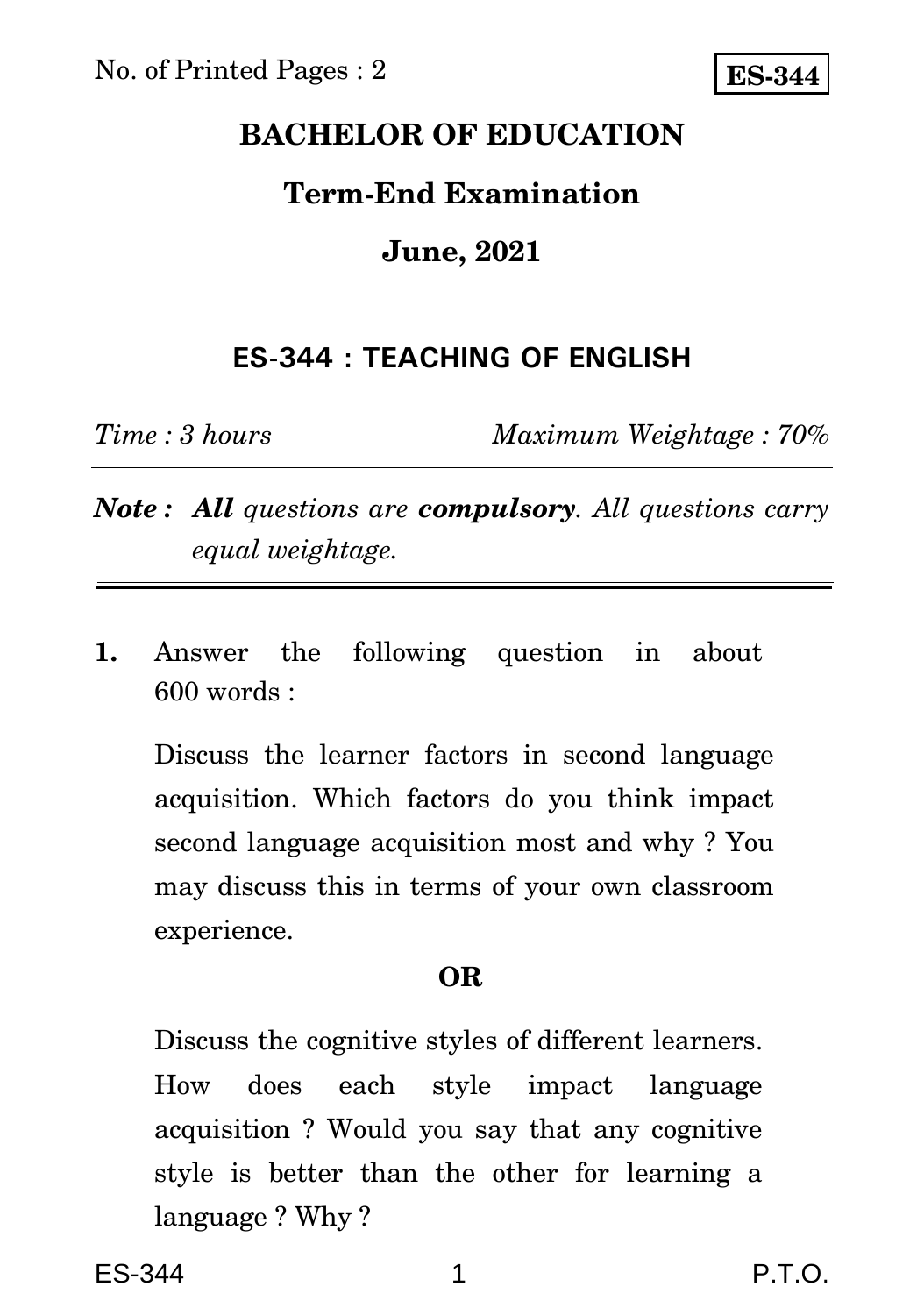No. of Printed Pages : 2

**ES-344**

# BACHELOR OF EDUCATION

## Term-End Examination

## June, 2021

## ES-344 : TEACHING OF ENGLISH

*Time : 3 hours* *Maximum Weightage : 70%*

***Note :*** ***All*** *questions are* ***compulsory****. All questions carry equal weightage.*

**1.** Answer the following question in about 600 words :

Discuss the learner factors in second language acquisition. Which factors do you think impact second language acquisition most and why ? You may discuss this in terms of your own classroom experience.

**OR**

Discuss the cognitive styles of different learners. How does each style impact language acquisition ? Would you say that any cognitive style is better than the other for learning a language ? Why ?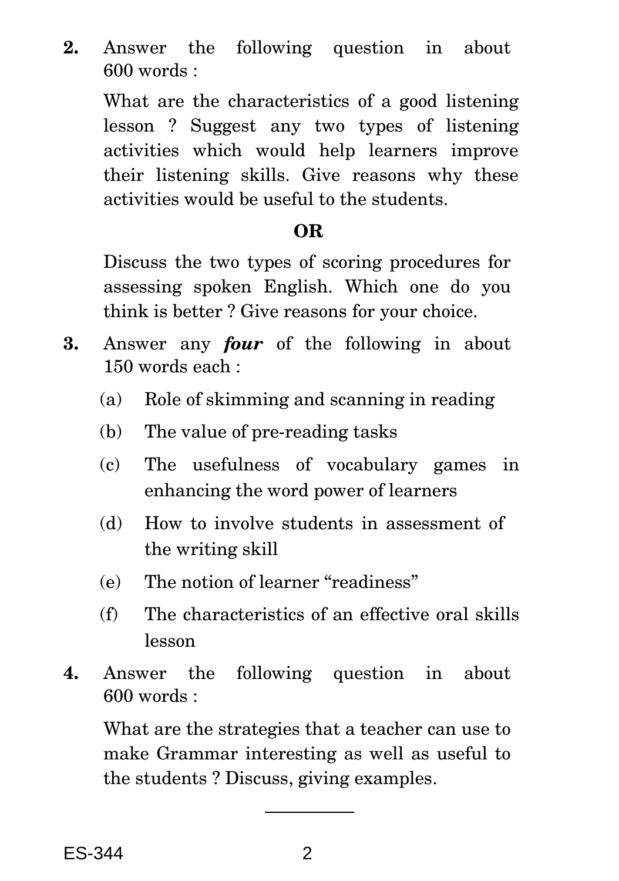**2.** Answer the following question in about 600 words :

What are the characteristics of a good listening lesson ? Suggest any two types of listening activities which would help learners improve their listening skills. Give reasons why these activities would be useful to the students.

**OR**

Discuss the two types of scoring procedures for assessing spoken English. Which one do you think is better ? Give reasons for your choice.

**3.** Answer any ***four*** of the following in about 150 words each :

(a) Role of skimming and scanning in reading

(b) The value of pre-reading tasks

(c) The usefulness of vocabulary games in enhancing the word power of learners

(d) How to involve students in assessment of the writing skill

(e) The notion of learner "readiness"

(f) The characteristics of an effective oral skills lesson

**4.** Answer the following question in about 600 words :

What are the strategies that a teacher can use to make Grammar interesting as well as useful to the students ? Discuss, giving examples.